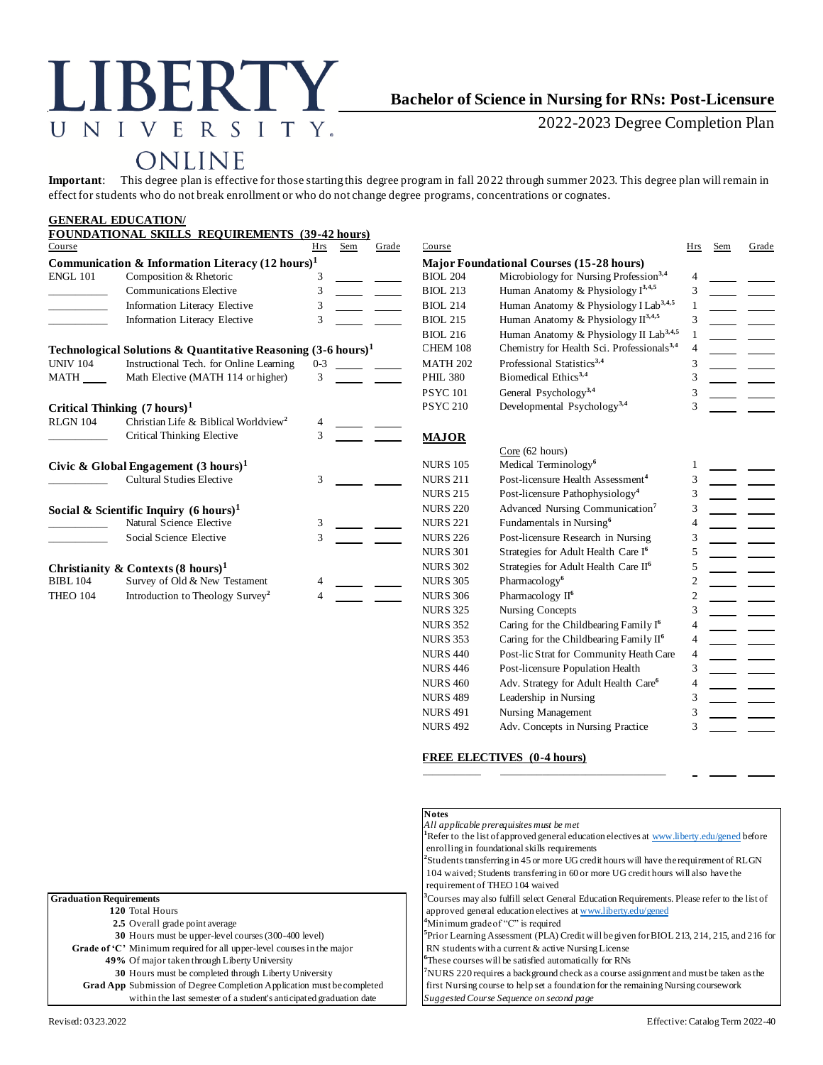# LIBERTY UNIVERSITY ONLINE

## Bachelor of Science in Nursing for RNs: Post-Licensure

2022-2023 Degree Completion Plan

**Important**: This degree plan is effective for those starting this degree program in fall 2022 through summer 2023. This degree plan will remain in effect for students who do not break enrollment or who do not change degree programs, concentrations or cognates.

### GENERAL EDUCATION/ FOUNDATIONAL SKILLS REQUIREMENTS (39-42 hours)

| Course | | Hrs | Sem | Grade |
|---|---|---|---|---|
| **Communication & Information Literacy (12 hours)[1]** | | | | |
| ENGL 101 | Composition & Rhetoric | 3 | | |
| | Communications Elective | 3 | | |
| | Information Literacy Elective | 3 | | |
| | Information Literacy Elective | 3 | | |
| **Technological Solutions & Quantitative Reasoning (3-6 hours)[1]** | | | | |
| UNIV 104 | Instructional Tech. for Online Learning | 0-3 | | |
| MATH ____ | Math Elective (MATH 114 or higher) | 3 | | |
| **Critical Thinking (7 hours)[1]** | | | | |
| RLGN 104 | Christian Life & Biblical Worldview[2] | 4 | | |
| | Critical Thinking Elective | 3 | | |
| **Civic & Global Engagement (3 hours)[1]** | | | | |
| | Cultural Studies Elective | 3 | | |
| **Social & Scientific Inquiry (6 hours)[1]** | | | | |
| | Natural Science Elective | 3 | | |
| | Social Science Elective | 3 | | |
| **Christianity & Contexts (8 hours)[1]** | | | | |
| BIBL 104 | Survey of Old & New Testament | 4 | | |
| THEO 104 | Introduction to Theology Survey[2] | 4 | | |

| Course | | Hrs | Sem | Grade |
|---|---|---|---|---|
| **Major Foundational Courses (15-28 hours)** | | | | |
| BIOL 204 | Microbiology for Nursing Profession[3,4] | 4 | | |
| BIOL 213 | Human Anatomy & Physiology I[3,4,5] | 3 | | |
| BIOL 214 | Human Anatomy & Physiology I Lab[3,4,5] | 1 | | |
| BIOL 215 | Human Anatomy & Physiology II[3,4,5] | 3 | | |
| BIOL 216 | Human Anatomy & Physiology II Lab[3,4,5] | 1 | | |
| CHEM 108 | Chemistry for Health Sci. Professionals[3,4] | 4 | | |
| MATH 202 | Professional Statistics[3,4] | 3 | | |
| PHIL 380 | Biomedical Ethics[3,4] | 3 | | |
| PSYC 101 | General Psychology[3,4] | 3 | | |
| PSYC 210 | Developmental Psychology[3,4] | 3 | | |

### MAJOR

| Course | Core (62 hours) | Hrs | Sem | Grade |
|---|---|---|---|---|
| NURS 105 | Medical Terminology[6] | 1 | | |
| NURS 211 | Post-licensure Health Assessment[4] | 3 | | |
| NURS 215 | Post-licensure Pathophysiology[4] | 3 | | |
| NURS 220 | Advanced Nursing Communication[7] | 3 | | |
| NURS 221 | Fundamentals in Nursing[6] | 4 | | |
| NURS 226 | Post-licensure Research in Nursing | 3 | | |
| NURS 301 | Strategies for Adult Health Care I[6] | 5 | | |
| NURS 302 | Strategies for Adult Health Care II[6] | 5 | | |
| NURS 305 | Pharmacology[6] | 2 | | |
| NURS 306 | Pharmacology II[6] | 2 | | |
| NURS 325 | Nursing Concepts | 3 | | |
| NURS 352 | Caring for the Childbearing Family I[6] | 4 | | |
| NURS 353 | Caring for the Childbearing Family II[6] | 4 | | |
| NURS 440 | Post-lic Strat for Community Heath Care | 4 | | |
| NURS 446 | Post-licensure Population Health | 3 | | |
| NURS 460 | Adv. Strategy for Adult Health Care[6] | 4 | | |
| NURS 489 | Leadership in Nursing | 3 | | |
| NURS 491 | Nursing Management | 3 | | |
| NURS 492 | Adv. Concepts in Nursing Practice | 3 | | |

### FREE ELECTIVES (0-4 hours)

| Course | | Hrs | Sem | Grade |
|---|---|---|---|---|
| | | | | |

**Graduation Requirements**

- **120** Total Hours
- **2.5** Overall grade point average
- **30** Hours must be upper-level courses (300-400 level)
- **Grade of 'C'** Minimum required for all upper-level courses in the major
- **49%** Of major taken through Liberty University
- **30** Hours must be completed through Liberty University
- **Grad App** Submission of Degree Completion Application must be completed within the last semester of a student's anticipated graduation date

**Notes**

*All applicable prerequisites must be met*

[1]Refer to the list of approved general education electives at www.liberty.edu/gened before enrolling in foundational skills requirements

[2]Students transferring in 45 or more UG credit hours will have the requirement of RLGN 104 waived; Students transferring in 60 or more UG credit hours will also have the requirement of THEO 104 waived

[3]Courses may also fulfill select General Education Requirements. Please refer to the list of approved general education electives at www.liberty.edu/gened

[4]Minimum grade of "C" is required

[5]Prior Learning Assessment (PLA) Credit will be given for BIOL 213, 214, 215, and 216 for RN students with a current & active Nursing License

[6]These courses will be satisfied automatically for RNs

[7]NURS 220 requires a background check as a course assignment and must be taken as the first Nursing course to help set a foundation for the remaining Nursing coursework

*Suggested Course Sequence on second page*

Revised: 03.23.2022 Effective: Catalog Term 2022-40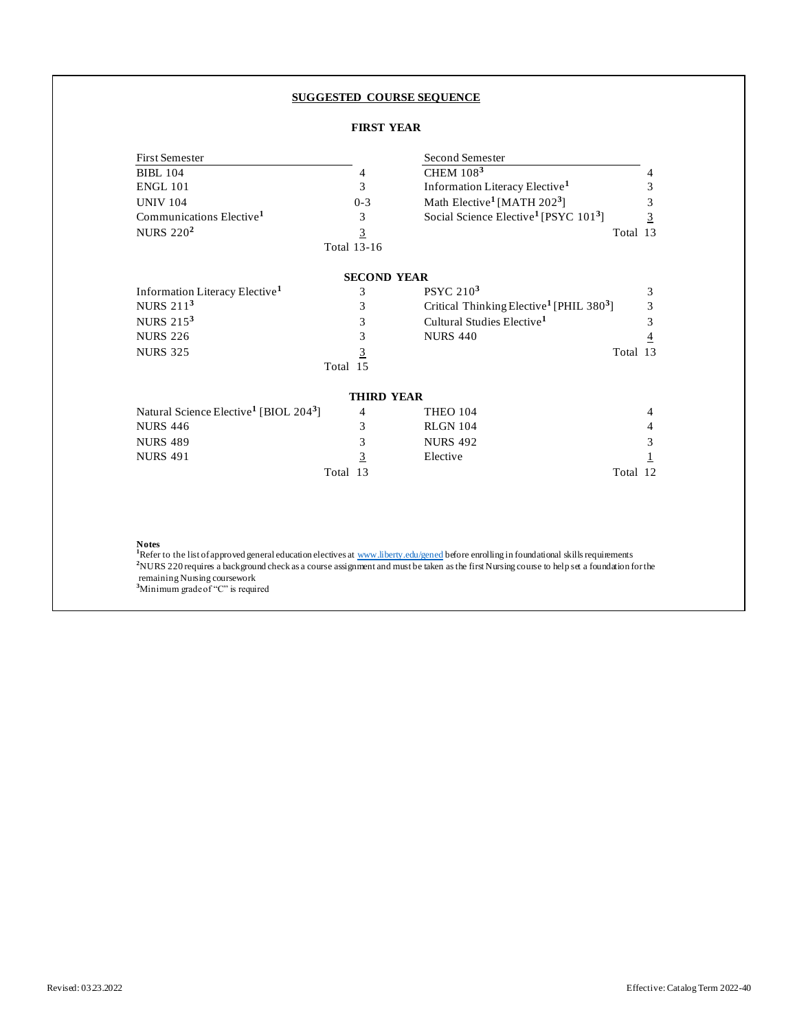## SUGGESTED COURSE SEQUENCE

### FIRST YEAR

| First Semester | | Second Semester | |
|---|---|---|---|
| BIBL 104 | 4 | CHEM 108[3] | 4 |
| ENGL 101 | 3 | Information Literacy Elective[1] | 3 |
| UNIV 104 | 0-3 | Math Elective[1] [MATH 202[3]] | 3 |
| Communications Elective[1] | 3 | Social Science Elective[1] [PSYC 101[3]] | 3 |
| NURS 220[2] | 3 | | Total 13 |
| | Total 13-16 | | |

### SECOND YEAR

| | | | |
|---|---|---|---|
| Information Literacy Elective[1] | 3 | PSYC 210[3] | 3 |
| NURS 211[3] | 3 | Critical Thinking Elective[1] [PHIL 380[3]] | 3 |
| NURS 215[3] | 3 | Cultural Studies Elective[1] | 3 |
| NURS 226 | 3 | NURS 440 | 4 |
| NURS 325 | 3 | | Total 13 |
| | Total 15 | | |

### THIRD YEAR

| | | | |
|---|---|---|---|
| Natural Science Elective[1] [BIOL 204[3]] | 4 | THEO 104 | 4 |
| NURS 446 | 3 | RLGN 104 | 4 |
| NURS 489 | 3 | NURS 492 | 3 |
| NURS 491 | 3 | Elective | 1 |
| | Total 13 | | Total 12 |

**Notes**

[1]Refer to the list of approved general education electives at www.liberty.edu/gened before enrolling in foundational skills requirements

[2]NURS 220 requires a background check as a course assignment and must be taken as the first Nursing course to help set a foundation for the remaining Nursing coursework

[3]Minimum grade of "C" is required